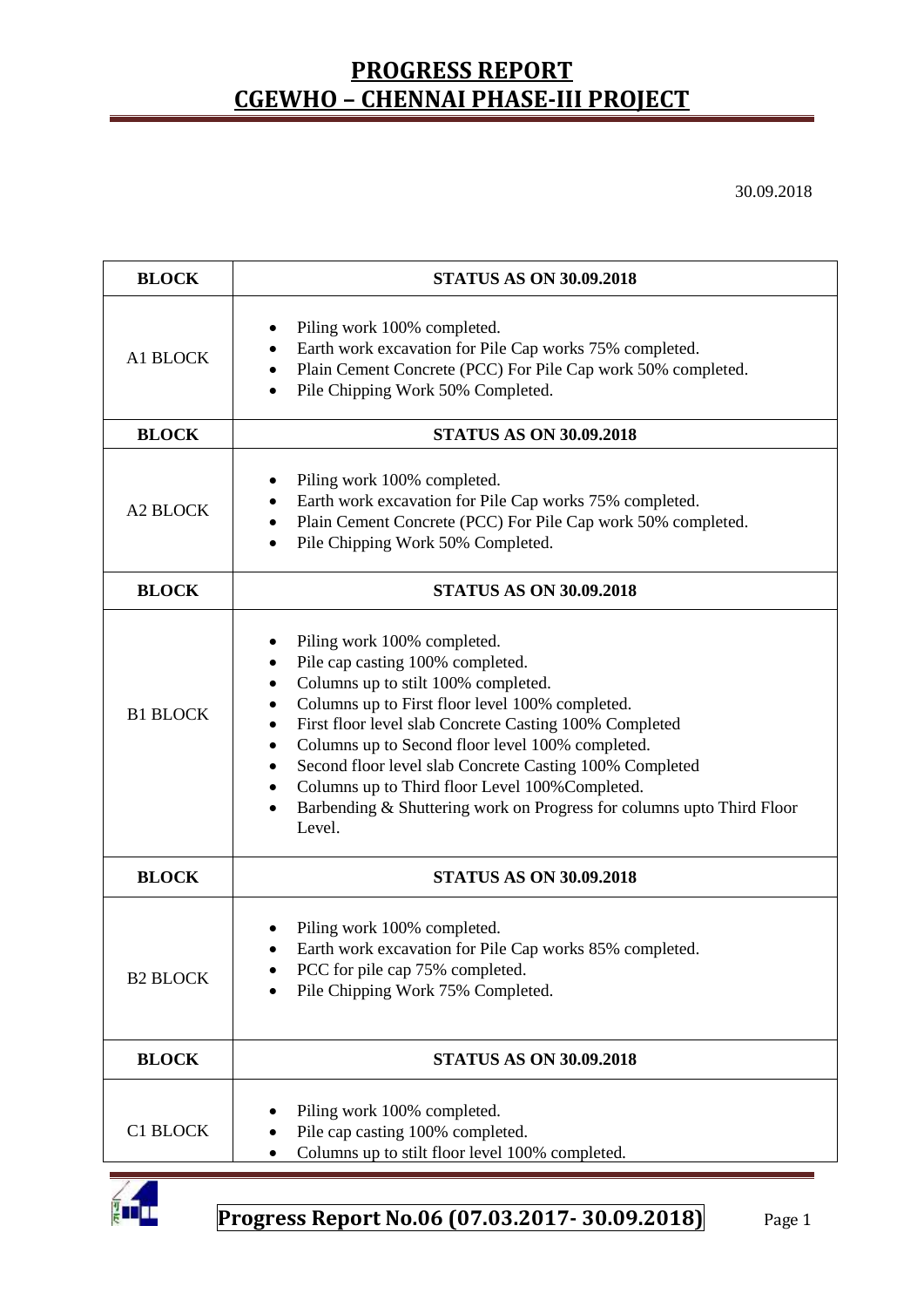# PROGRESS REPORT
# CGEWHO – CHENNAI PHASE-III PROJECT

30.09.2018

| BLOCK | STATUS AS ON 30.09.2018 |
|---|---|
| A1 BLOCK | • Piling work 100% completed.<br>• Earth work excavation for Pile Cap works 75% completed.<br>• Plain Cement Concrete (PCC) For Pile Cap work 50% completed.<br>• Pile Chipping Work 50% Completed. |
| **BLOCK** | **STATUS AS ON 30.09.2018** |
| A2 BLOCK | • Piling work 100% completed.<br>• Earth work excavation for Pile Cap works 75% completed.<br>• Plain Cement Concrete (PCC) For Pile Cap work 50% completed.<br>• Pile Chipping Work 50% Completed. |
| **BLOCK** | **STATUS AS ON 30.09.2018** |
| B1 BLOCK | • Piling work 100% completed.<br>• Pile cap casting 100% completed.<br>• Columns up to stilt 100% completed.<br>• Columns up to First floor level 100% completed.<br>• First floor level slab Concrete Casting 100% Completed<br>• Columns up to Second floor level 100% completed.<br>• Second floor level slab Concrete Casting 100% Completed<br>• Columns up to Third floor Level 100%Completed.<br>• Barbending & Shuttering work on Progress for columns upto Third Floor Level. |
| **BLOCK** | **STATUS AS ON 30.09.2018** |
| B2 BLOCK | • Piling work 100% completed.<br>• Earth work excavation for Pile Cap works 85% completed.<br>• PCC for pile cap 75% completed.<br>• Pile Chipping Work 75% Completed. |
| **BLOCK** | **STATUS AS ON 30.09.2018** |
| C1 BLOCK | • Piling work 100% completed.<br>• Pile cap casting 100% completed.<br>• Columns up to stilt floor level 100% completed. |

**Progress Report No.06 (07.03.2017- 30.09.2018)**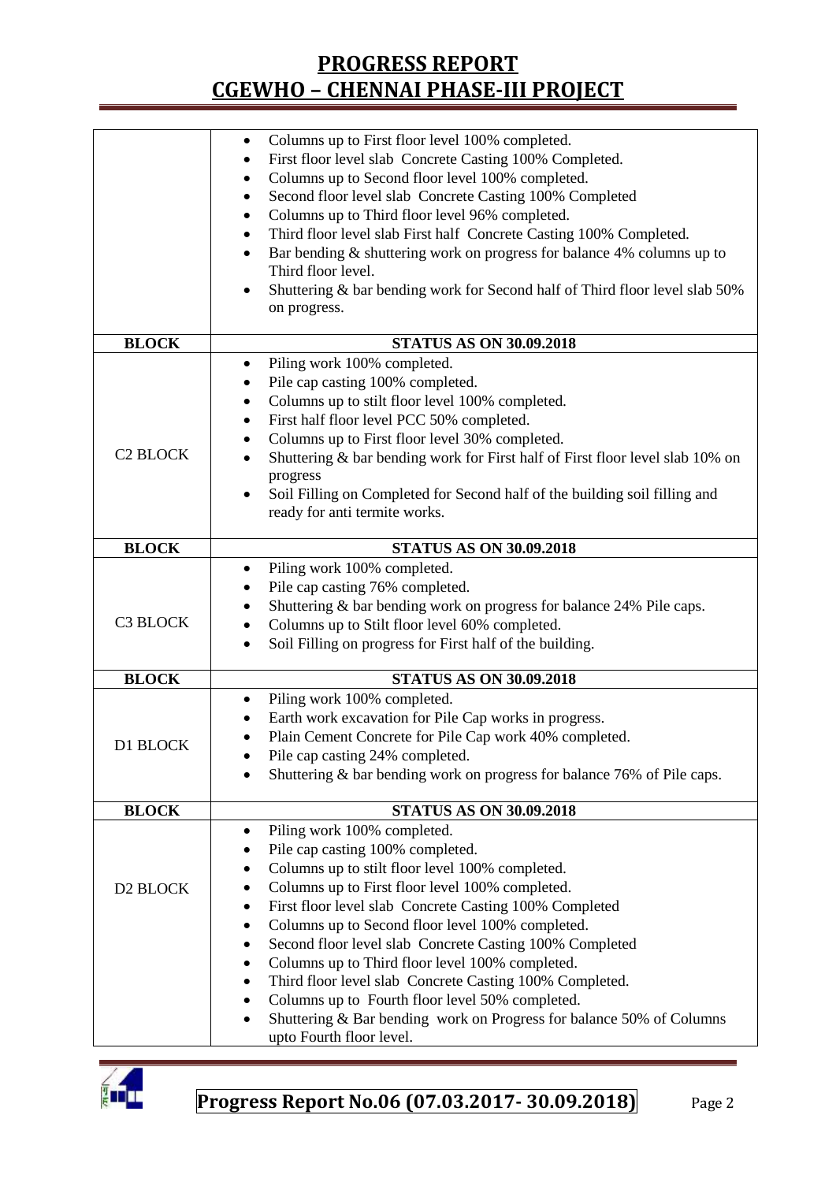| | |
|---|---|
| | • Columns up to First floor level 100% completed.<br>• First floor level slab Concrete Casting 100% Completed.<br>• Columns up to Second floor level 100% completed.<br>• Second floor level slab Concrete Casting 100% Completed<br>• Columns up to Third floor level 96% completed.<br>• Third floor level slab First half Concrete Casting 100% Completed.<br>• Bar bending & shuttering work on progress for balance 4% columns up to Third floor level.<br>• Shuttering & bar bending work for Second half of Third floor level slab 50% on progress. |
| **BLOCK** | **STATUS AS ON 30.09.2018** |
| C2 BLOCK | • Piling work 100% completed.<br>• Pile cap casting 100% completed.<br>• Columns up to stilt floor level 100% completed.<br>• First half floor level PCC 50% completed.<br>• Columns up to First floor level 30% completed.<br>• Shuttering & bar bending work for First half of First floor level slab 10% on progress<br>• Soil Filling on Completed for Second half of the building soil filling and ready for anti termite works. |
| **BLOCK** | **STATUS AS ON 30.09.2018** |
| C3 BLOCK | • Piling work 100% completed.<br>• Pile cap casting 76% completed.<br>• Shuttering & bar bending work on progress for balance 24% Pile caps.<br>• Columns up to Stilt floor level 60% completed.<br>• Soil Filling on progress for First half of the building. |
| **BLOCK** | **STATUS AS ON 30.09.2018** |
| D1 BLOCK | • Piling work 100% completed.<br>• Earth work excavation for Pile Cap works in progress.<br>• Plain Cement Concrete for Pile Cap work 40% completed.<br>• Pile cap casting 24% completed.<br>• Shuttering & bar bending work on progress for balance 76% of Pile caps. |
| **BLOCK** | **STATUS AS ON 30.09.2018** |
| D2 BLOCK | • Piling work 100% completed.<br>• Pile cap casting 100% completed.<br>• Columns up to stilt floor level 100% completed.<br>• Columns up to First floor level 100% completed.<br>• First floor level slab Concrete Casting 100% Completed<br>• Columns up to Second floor level 100% completed.<br>• Second floor level slab Concrete Casting 100% Completed<br>• Columns up to Third floor level 100% completed.<br>• Third floor level slab Concrete Casting 100% Completed.<br>• Columns up to Fourth floor level 50% completed.<br>• Shuttering & Bar bending work on Progress for balance 50% of Columns upto Fourth floor level. |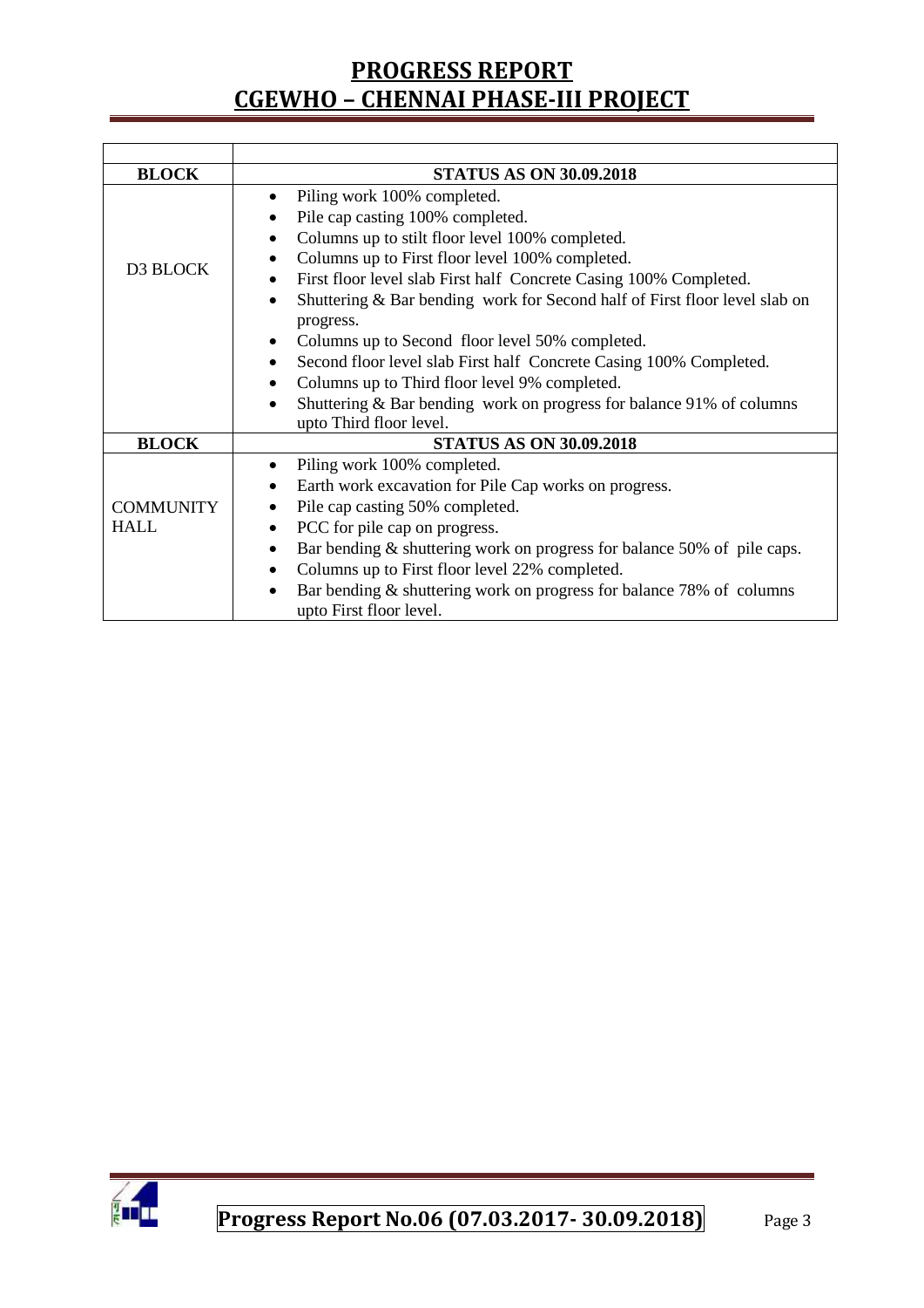# PROGRESS REPORT
# CGEWHO – CHENNAI PHASE-III PROJECT

| BLOCK | STATUS AS ON 30.09.2018 |
|---|---|
| D3 BLOCK | • Piling work 100% completed.<br>• Pile cap casting 100% completed.<br>• Columns up to stilt floor level 100% completed.<br>• Columns up to First floor level 100% completed.<br>• First floor level slab First half Concrete Casing 100% Completed.<br>• Shuttering & Bar bending work for Second half of First floor level slab on progress.<br>• Columns up to Second floor level 50% completed.<br>• Second floor level slab First half Concrete Casing 100% Completed.<br>• Columns up to Third floor level 9% completed.<br>• Shuttering & Bar bending work on progress for balance 91% of columns upto Third floor level. |
| **BLOCK** | **STATUS AS ON 30.09.2018** |
| COMMUNITY HALL | • Piling work 100% completed.<br>• Earth work excavation for Pile Cap works on progress.<br>• Pile cap casting 50% completed.<br>• PCC for pile cap on progress.<br>• Bar bending & shuttering work on progress for balance 50% of pile caps.<br>• Columns up to First floor level 22% completed.<br>• Bar bending & shuttering work on progress for balance 78% of columns upto First floor level. |

**Progress Report No.06 (07.03.2017- 30.09.2018)**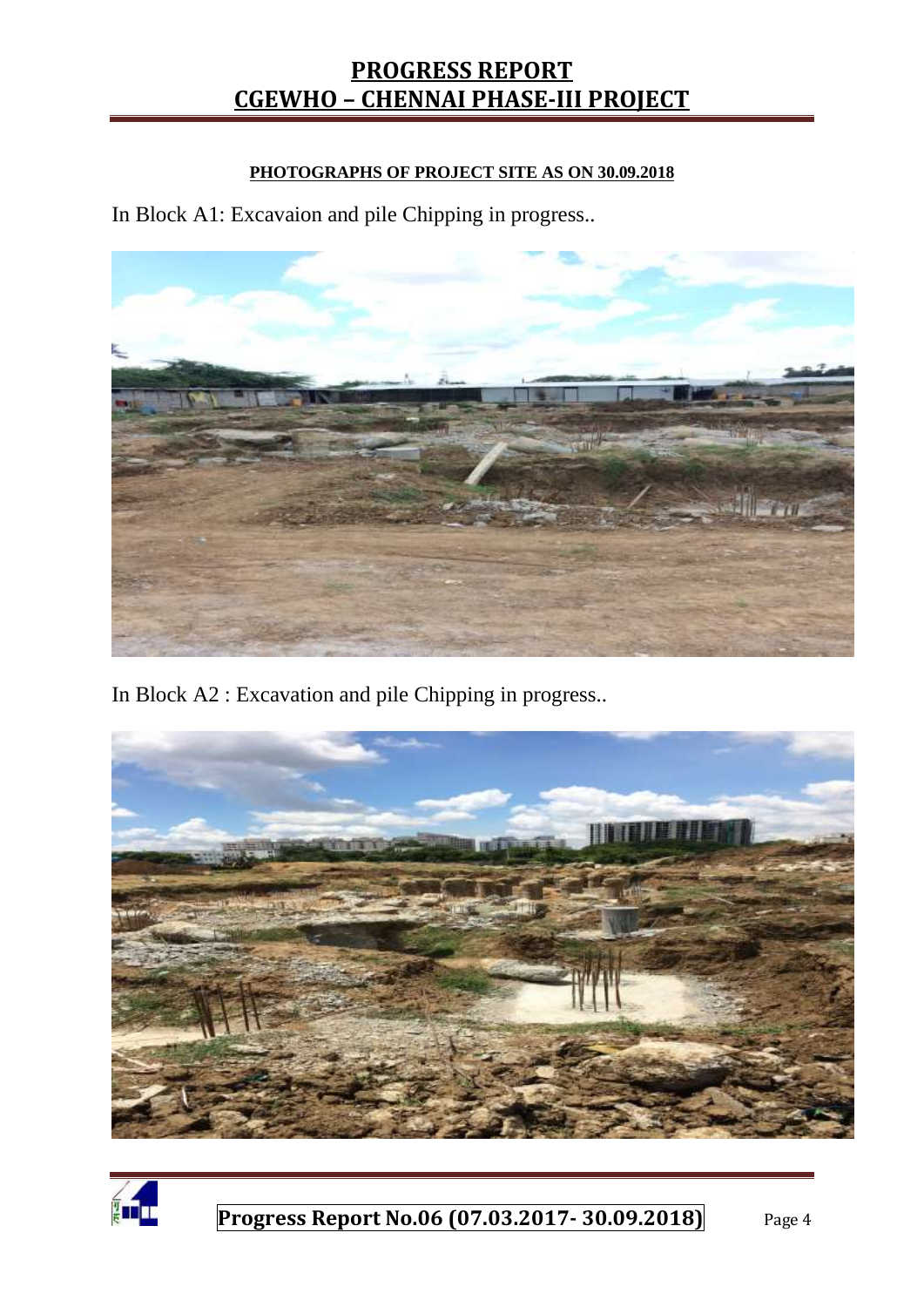**PHOTOGRAPHS OF PROJECT SITE AS ON 30.09.2018**

In Block A1: Excavaion and pile Chipping in progress..

In Block A2 : Excavation and pile Chipping in progress..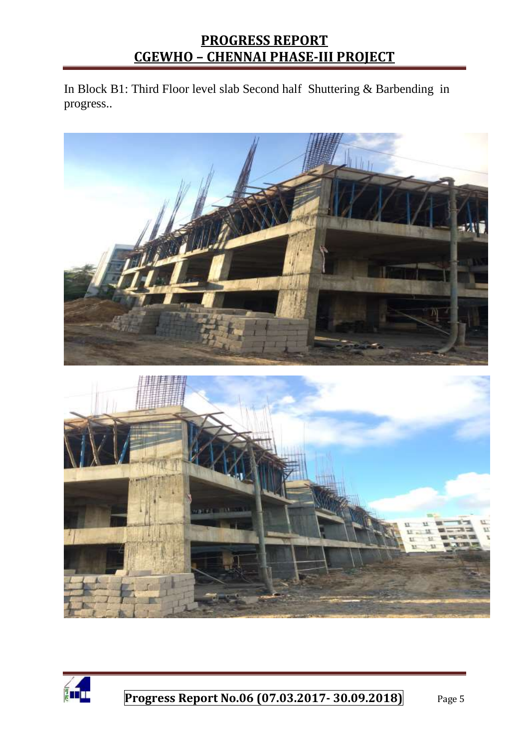In Block B1: Third Floor level slab Second half Shuttering & Barbending in progress..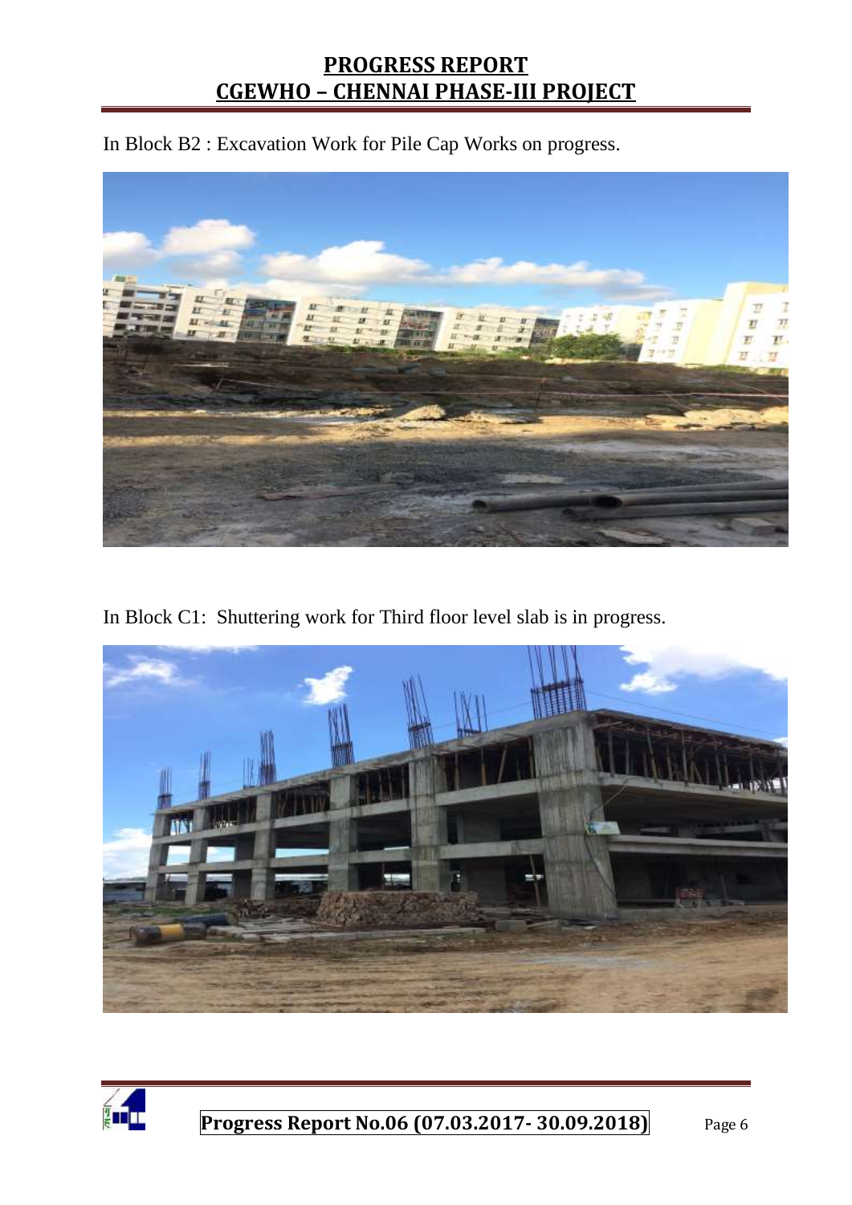In Block B2 : Excavation Work for Pile Cap Works on progress.

In Block C1: Shuttering work for Third floor level slab is in progress.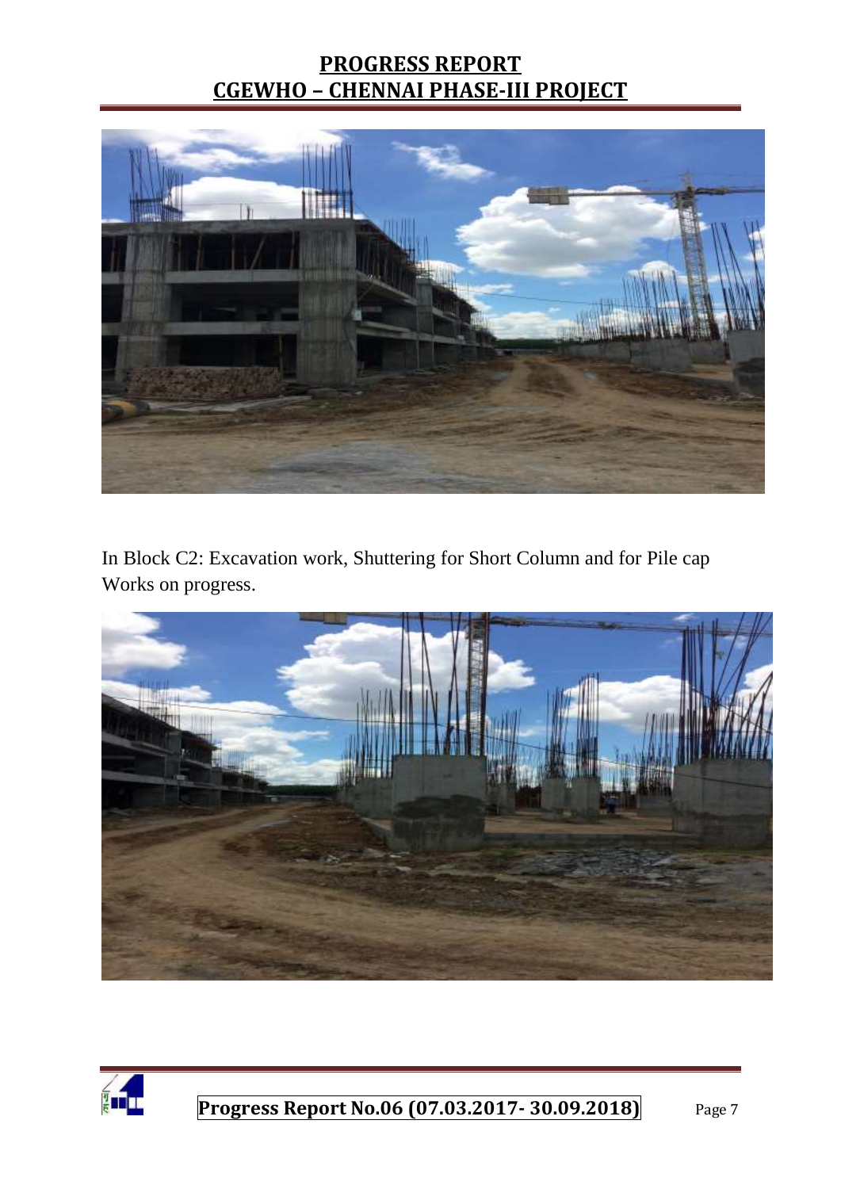In Block C2: Excavation work, Shuttering for Short Column and for Pile cap Works on progress.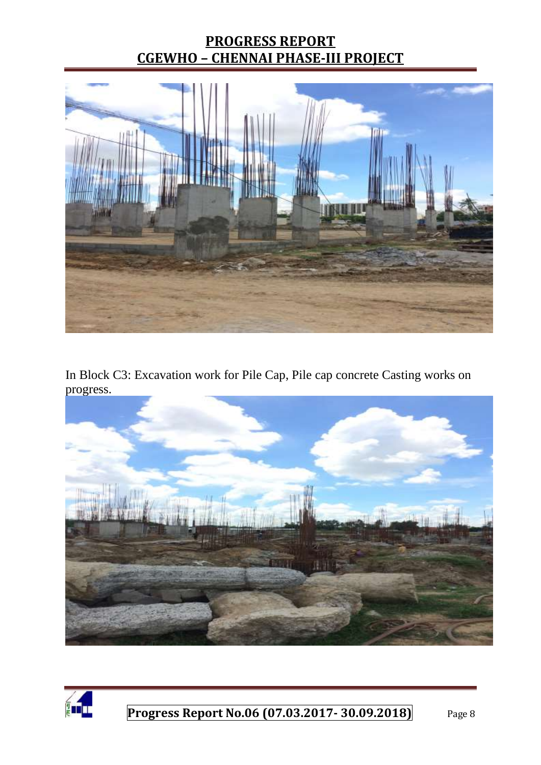In Block C3: Excavation work for Pile Cap, Pile cap concrete Casting works on progress.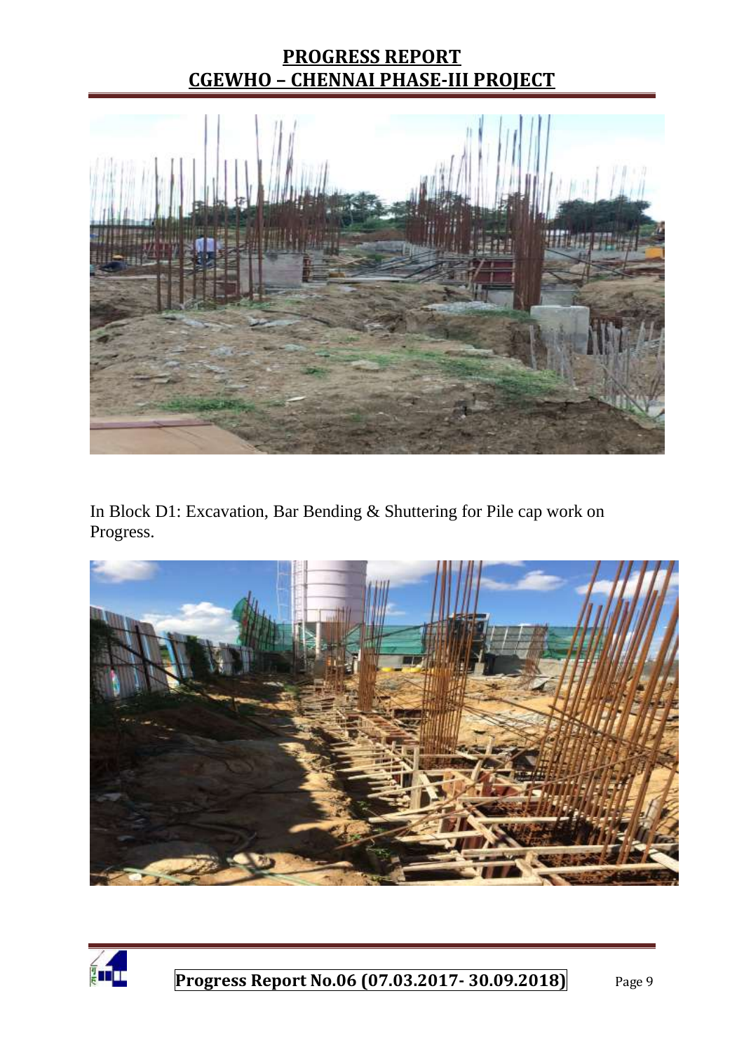In Block D1: Excavation, Bar Bending & Shuttering for Pile cap work on Progress.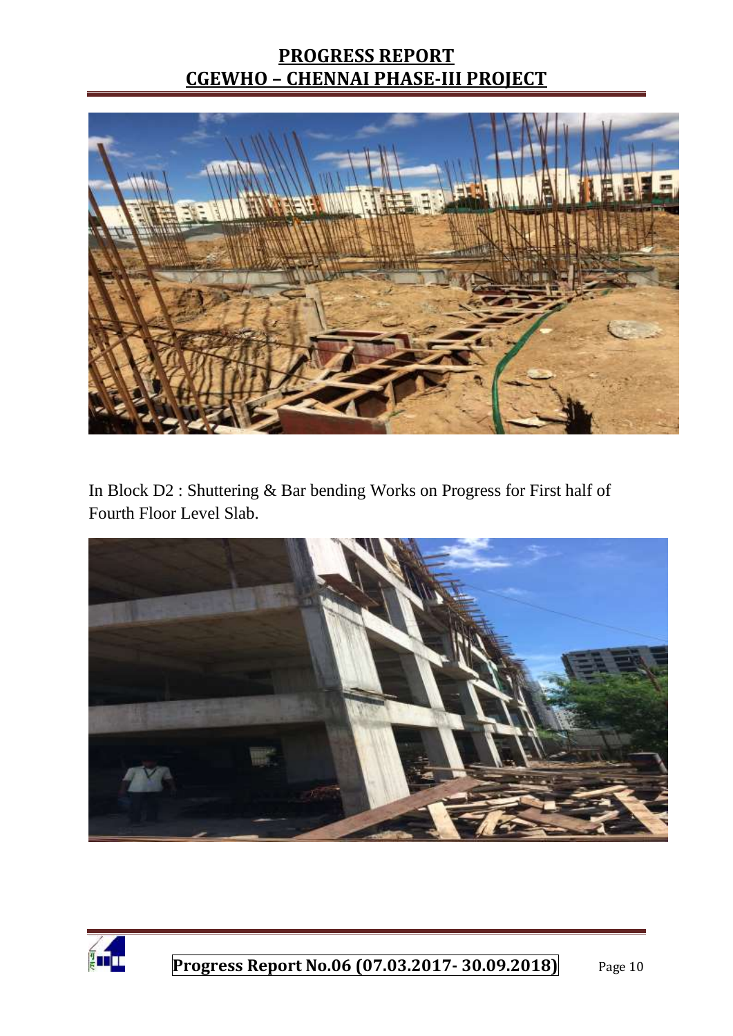In Block D2 : Shuttering & Bar bending Works on Progress for First half of Fourth Floor Level Slab.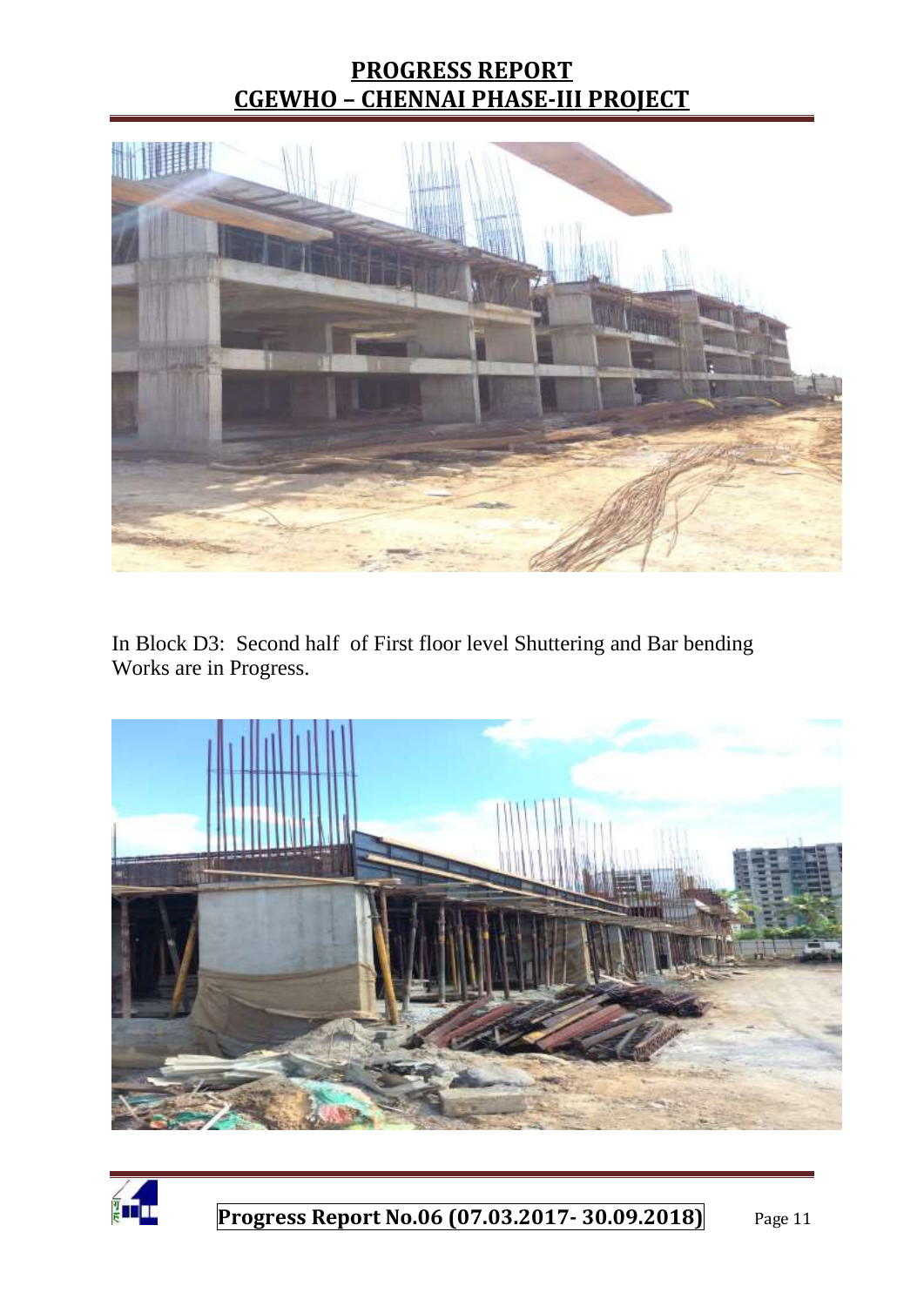In Block D3:  Second half  of First floor level Shuttering and Bar bending Works are in Progress.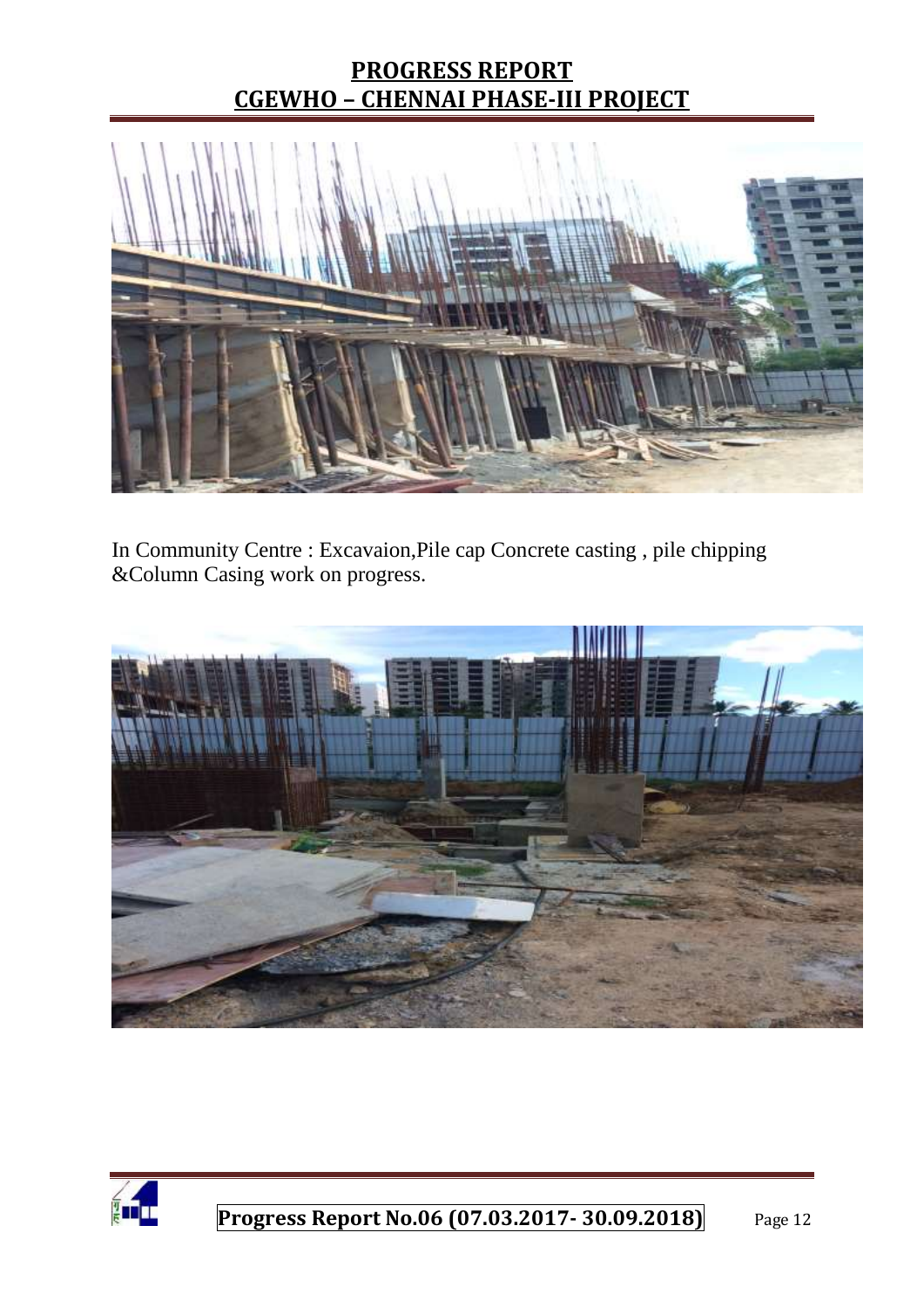In Community Centre : Excavaion,Pile cap Concrete casting , pile chipping &Column Casing work on progress.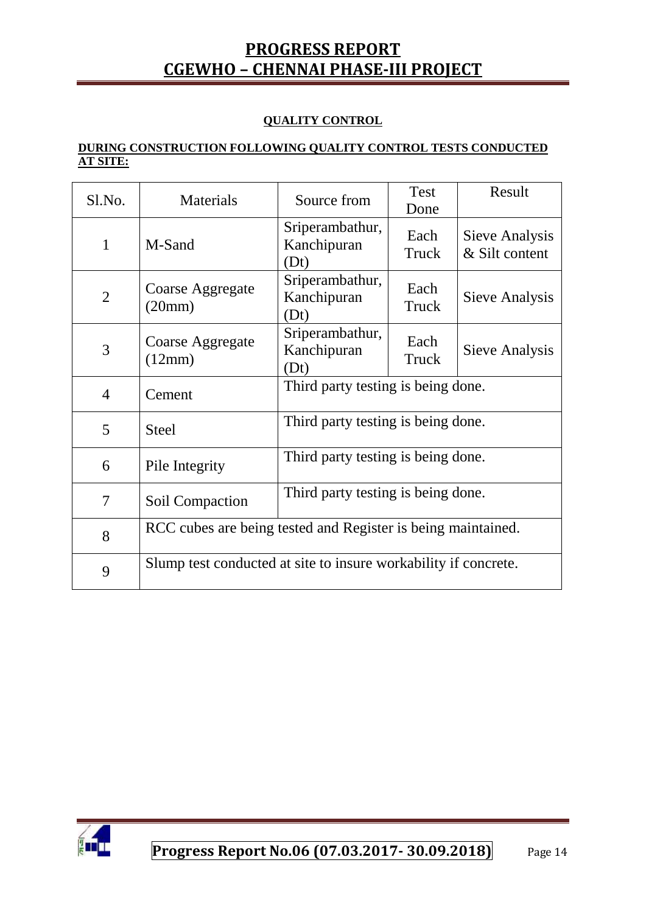## QUALITY CONTROL

**DURING CONSTRUCTION FOLLOWING QUALITY CONTROL TESTS CONDUCTED AT SITE:**

| Sl.No. | Materials | Source from | Test Done | Result |
|---|---|---|---|---|
| 1 | M-Sand | Sriperambathur, Kanchipuran (Dt) | Each Truck | Sieve Analysis & Silt content |
| 2 | Coarse Aggregate (20mm) | Sriperambathur, Kanchipuran (Dt) | Each Truck | Sieve Analysis |
| 3 | Coarse Aggregate (12mm) | Sriperambathur, Kanchipuran (Dt) | Each Truck | Sieve Analysis |
| 4 | Cement | Third party testing is being done. | | |
| 5 | Steel | Third party testing is being done. | | |
| 6 | Pile Integrity | Third party testing is being done. | | |
| 7 | Soil Compaction | Third party testing is being done. | | |
| 8 | RCC cubes are being tested and Register is being maintained. | | | |
| 9 | Slump test conducted at site to insure workability if concrete. | | | |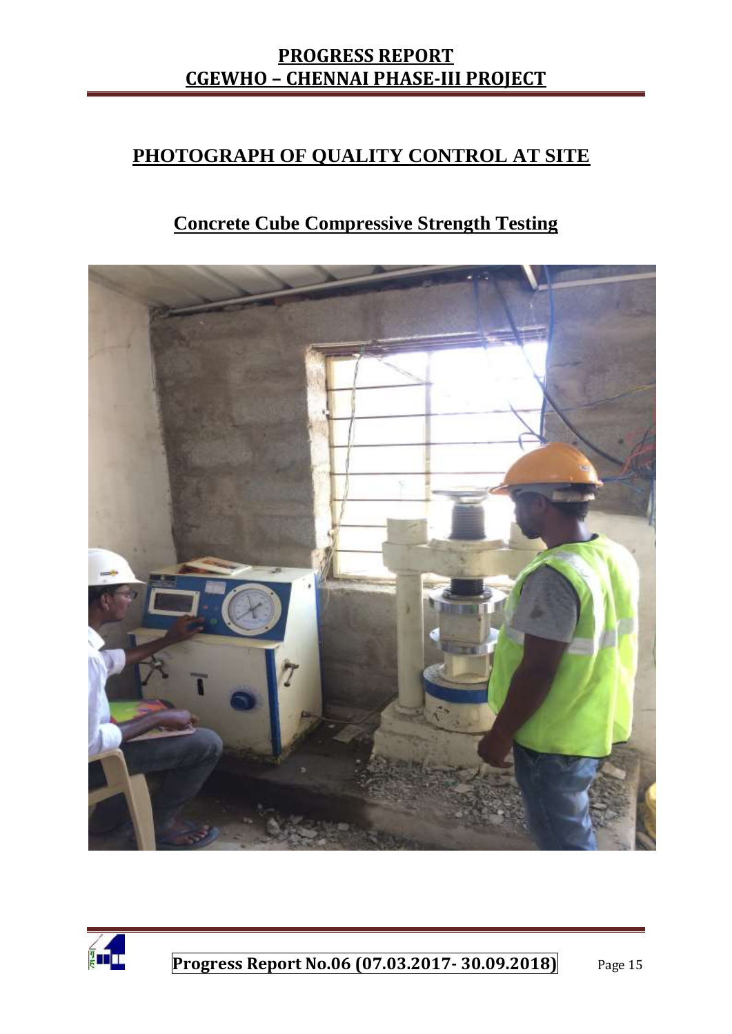# PHOTOGRAPH OF QUALITY CONTROL AT SITE

## Concrete Cube Compressive Strength Testing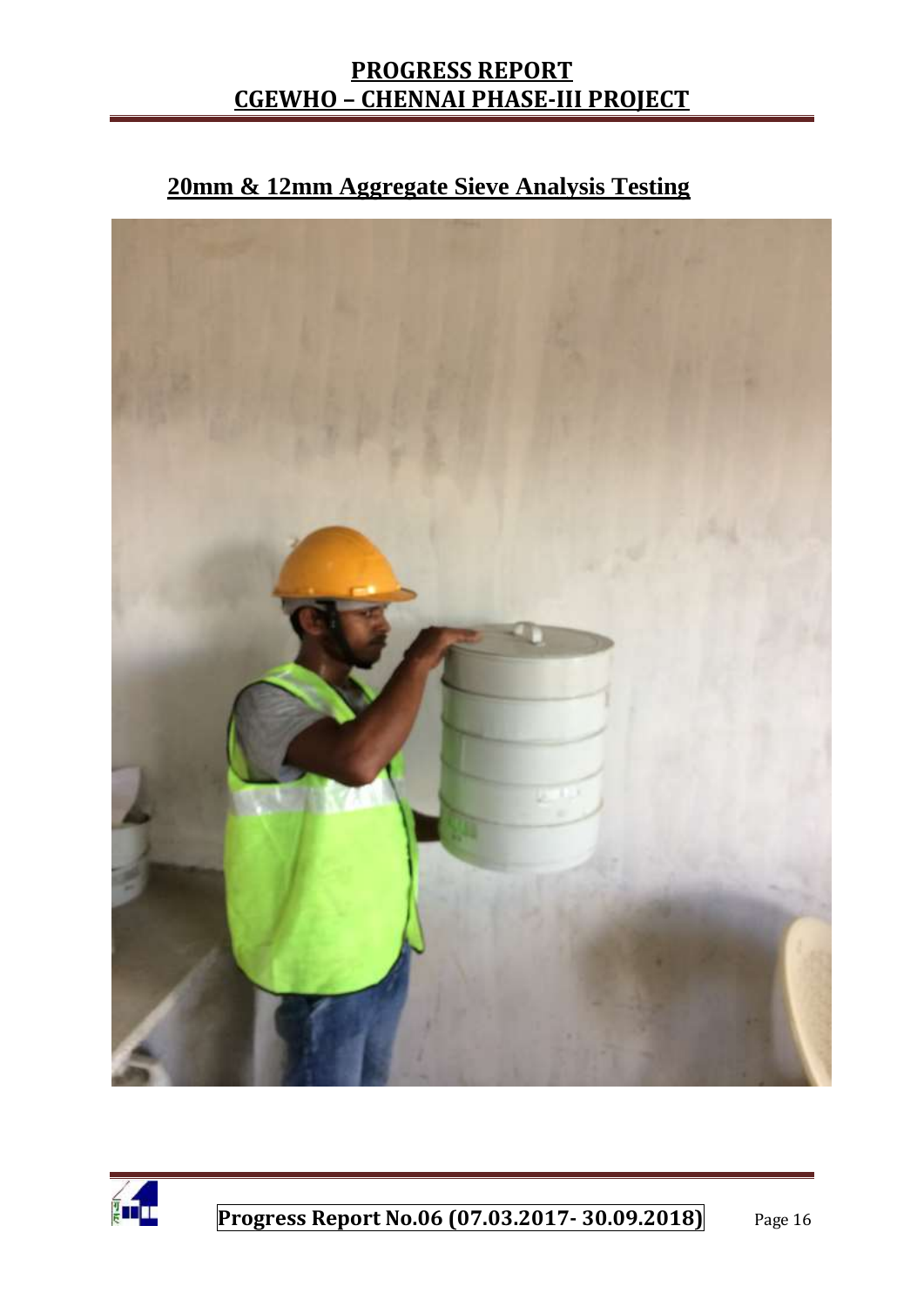## 20mm & 12mm Aggregate Sieve Analysis Testing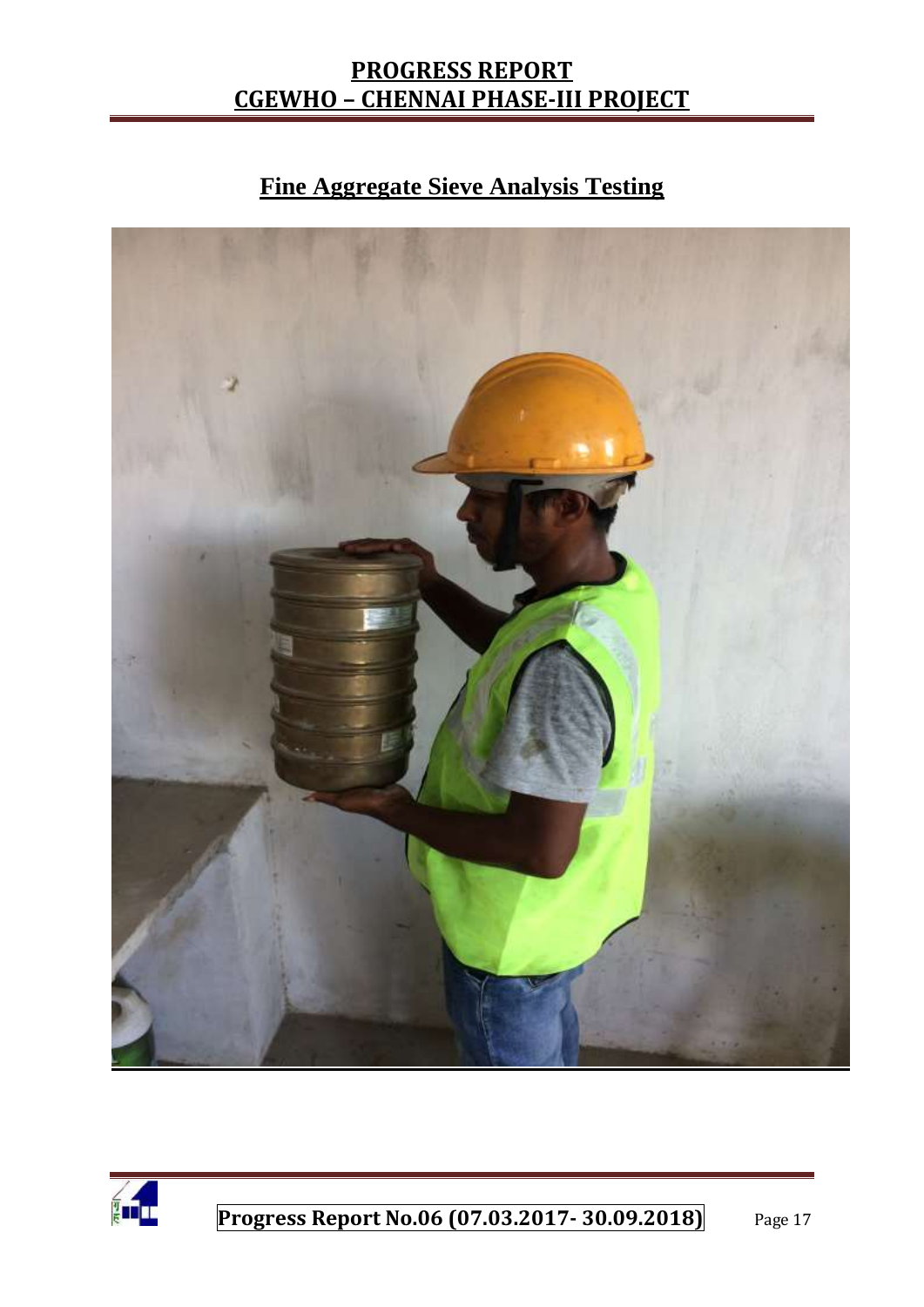# Fine Aggregate Sieve Analysis Testing